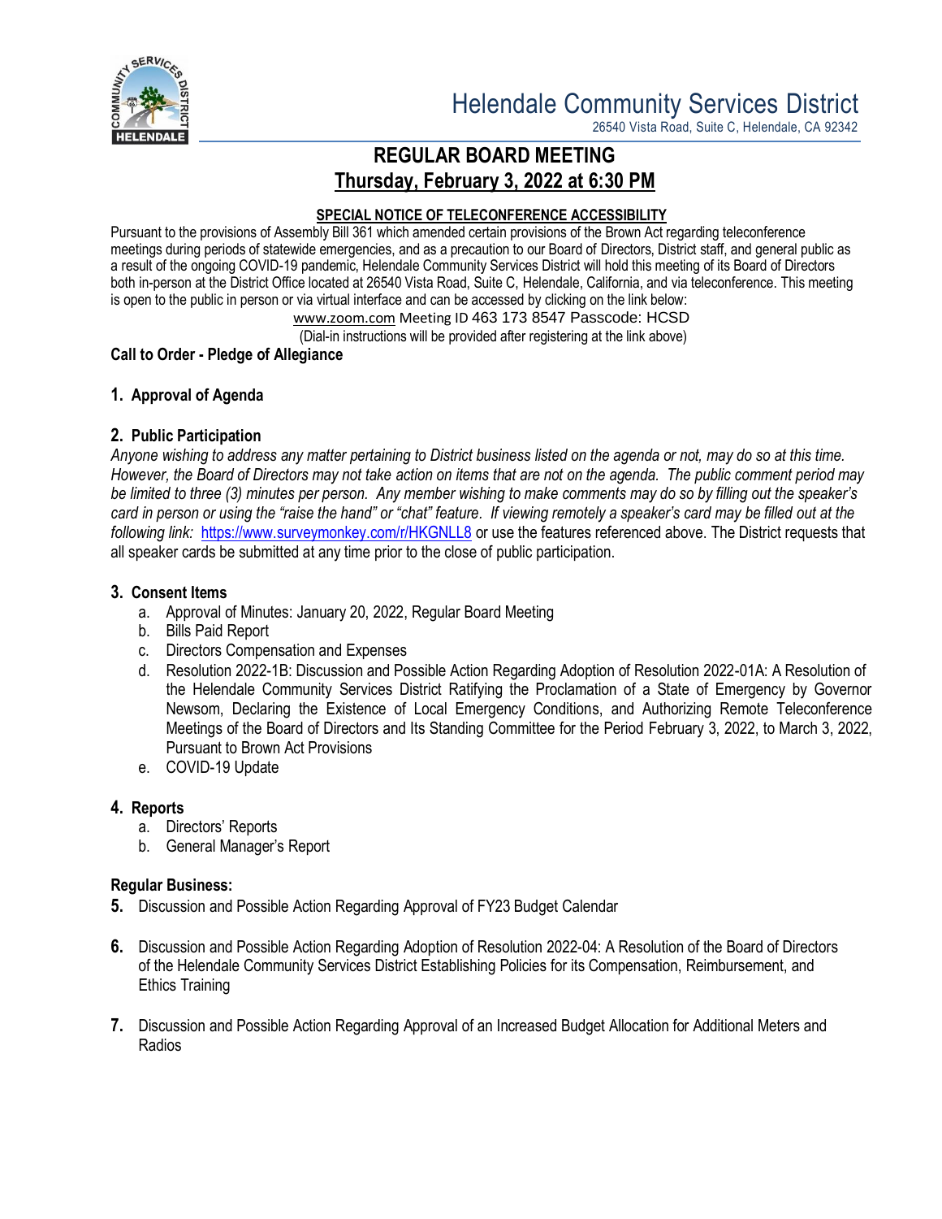# Helendale Community Services District

26540 Vista Road, Suite C, Helendale, CA 92342

## REGULAR BOARD MEETING

## Thursday, February 3, 2022 at 6:30 PM

**SPECIAL NOTICE OF TELECONFERENCE ACCESSIBILITY**

Pursuant to the provisions of Assembly Bill 361 which amended certain provisions of the Brown Act regarding teleconference meetings during periods of statewide emergencies, and as a precaution to our Board of Directors, District staff, and general public as a result of the ongoing COVID-19 pandemic, Helendale Community Services District will hold this meeting of its Board of Directors both in-person at the District Office located at 26540 Vista Road, Suite C, Helendale, California, and via teleconference. This meeting is open to the public in person or via virtual interface and can be accessed by clicking on the link below:

www.zoom.com Meeting ID 463 173 8547 Passcode: HCSD

(Dial-in instructions will be provided after registering at the link above)

**Call to Order - Pledge of Allegiance**

**1. Approval of Agenda**

**2. Public Participation**

*Anyone wishing to address any matter pertaining to District business listed on the agenda or not, may do so at this time. However, the Board of Directors may not take action on items that are not on the agenda. The public comment period may be limited to three (3) minutes per person. Any member wishing to make comments may do so by filling out the speaker's card in person or using the "raise the hand" or "chat" feature. If viewing remotely a speaker's card may be filled out at the following link:* https://www.surveymonkey.com/r/HKGNLL8 or use the features referenced above. The District requests that all speaker cards be submitted at any time prior to the close of public participation.

**3. Consent Items**

a. Approval of Minutes: January 20, 2022, Regular Board Meeting
b. Bills Paid Report
c. Directors Compensation and Expenses
d. Resolution 2022-1B: Discussion and Possible Action Regarding Adoption of Resolution 2022-01A: A Resolution of the Helendale Community Services District Ratifying the Proclamation of a State of Emergency by Governor Newsom, Declaring the Existence of Local Emergency Conditions, and Authorizing Remote Teleconference Meetings of the Board of Directors and Its Standing Committee for the Period February 3, 2022, to March 3, 2022, Pursuant to Brown Act Provisions
e. COVID-19 Update

**4. Reports**

a. Directors' Reports
b. General Manager's Report

**Regular Business:**

**5.** Discussion and Possible Action Regarding Approval of FY23 Budget Calendar

**6.** Discussion and Possible Action Regarding Adoption of Resolution 2022-04: A Resolution of the Board of Directors of the Helendale Community Services District Establishing Policies for its Compensation, Reimbursement, and Ethics Training

**7.** Discussion and Possible Action Regarding Approval of an Increased Budget Allocation for Additional Meters and Radios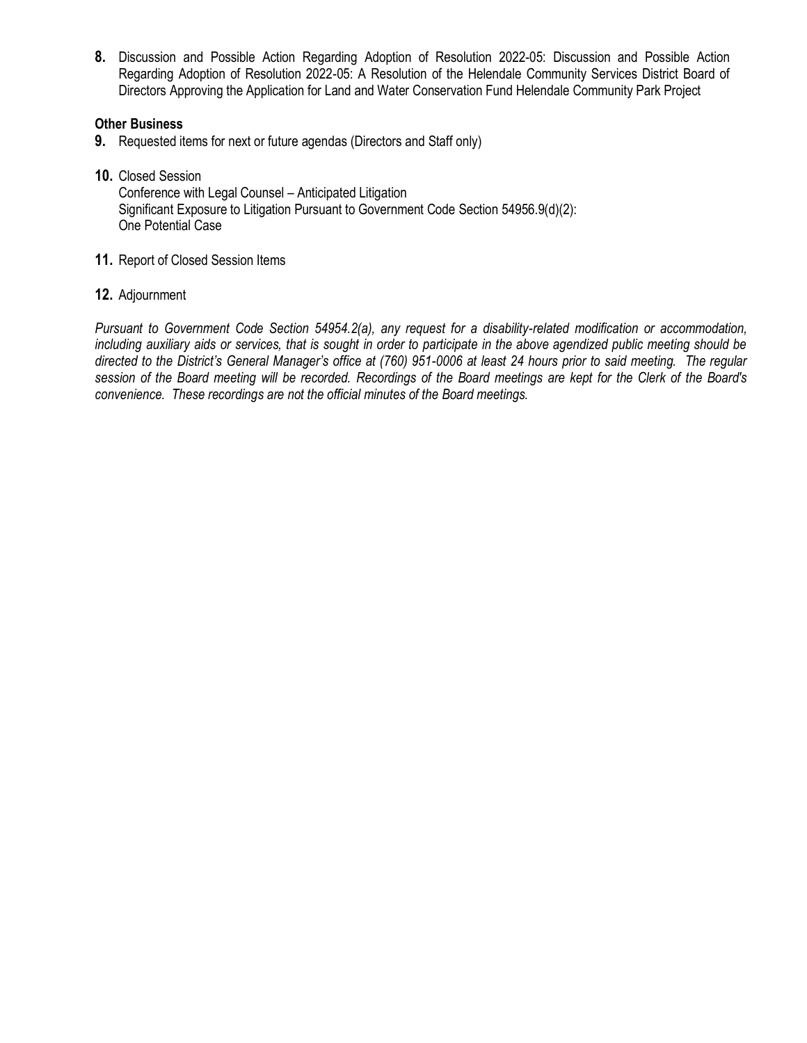**8.** Discussion and Possible Action Regarding Adoption of Resolution 2022-05: Discussion and Possible Action Regarding Adoption of Resolution 2022-05: A Resolution of the Helendale Community Services District Board of Directors Approving the Application for Land and Water Conservation Fund Helendale Community Park Project

**Other Business**

**9.** Requested items for next or future agendas (Directors and Staff only)

**10.** Closed Session
Conference with Legal Counsel – Anticipated Litigation
Significant Exposure to Litigation Pursuant to Government Code Section 54956.9(d)(2):
One Potential Case

**11.** Report of Closed Session Items

**12.** Adjournment

*Pursuant to Government Code Section 54954.2(a), any request for a disability-related modification or accommodation, including auxiliary aids or services, that is sought in order to participate in the above agendized public meeting should be directed to the District's General Manager's office at (760) 951-0006 at least 24 hours prior to said meeting. The regular session of the Board meeting will be recorded. Recordings of the Board meetings are kept for the Clerk of the Board's convenience. These recordings are not the official minutes of the Board meetings.*